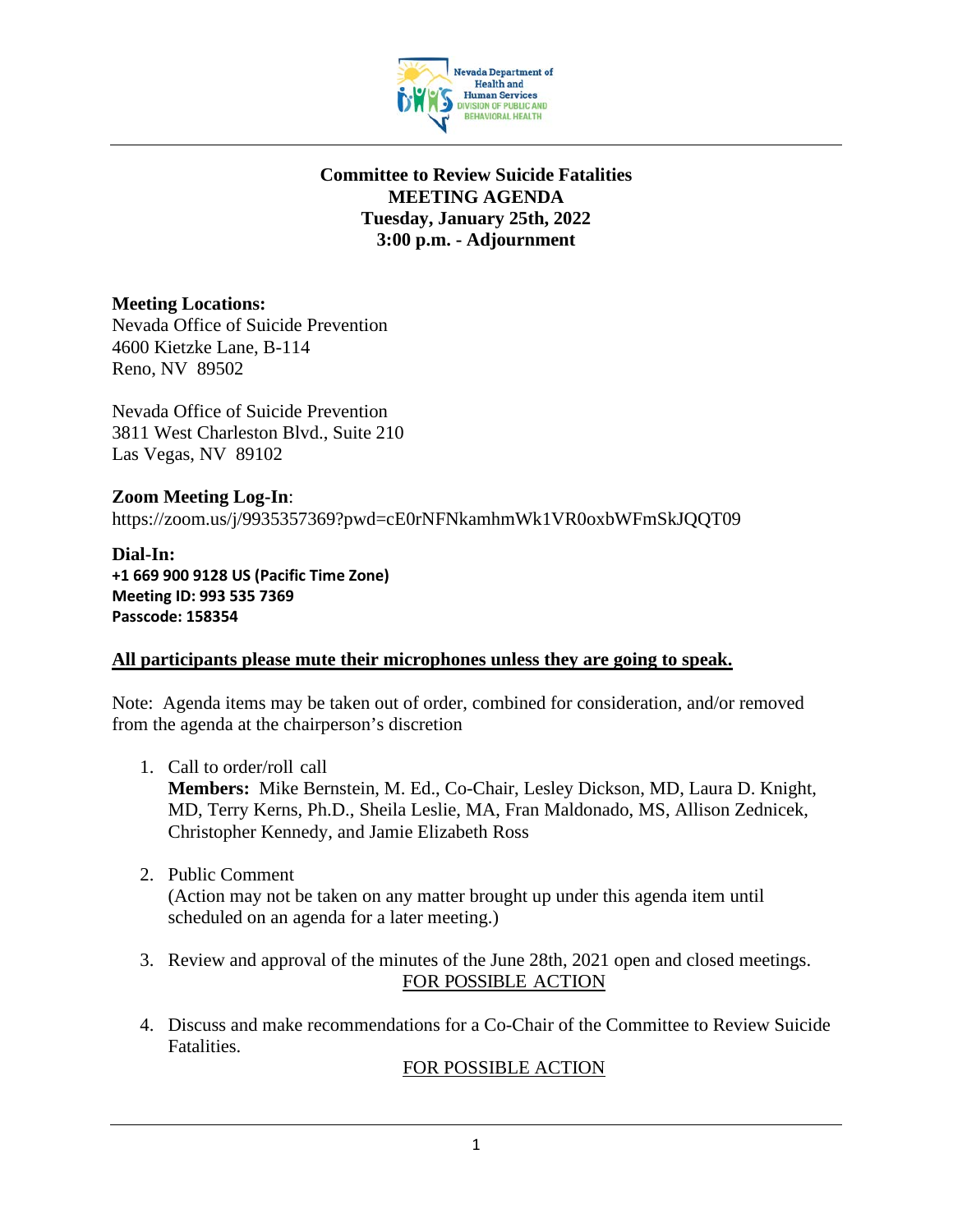**Committee to Review Suicide Fatalities**
**MEETING AGENDA**
**Tuesday, January 25th, 2022**
**3:00 p.m. - Adjournment**

**Meeting Locations:**
Nevada Office of Suicide Prevention
4600 Kietzke Lane, B-114
Reno, NV 89502

Nevada Office of Suicide Prevention
3811 West Charleston Blvd., Suite 210
Las Vegas, NV 89102

**Zoom Meeting Log-In**:
https://zoom.us/j/9935357369?pwd=cE0rNFNkamhmWk1VR0oxbWFmSkJQQT09

**Dial-In:**
**+1 669 900 9128 US (Pacific Time Zone)**
**Meeting ID: 993 535 7369**
**Passcode: 158354**

**All participants please mute their microphones unless they are going to speak.**

Note: Agenda items may be taken out of order, combined for consideration, and/or removed from the agenda at the chairperson's discretion

1. Call to order/roll call
   **Members:** Mike Bernstein, M. Ed., Co-Chair, Lesley Dickson, MD, Laura D. Knight, MD, Terry Kerns, Ph.D., Sheila Leslie, MA, Fran Maldonado, MS, Allison Zednicek, Christopher Kennedy, and Jamie Elizabeth Ross

2. Public Comment
   (Action may not be taken on any matter brought up under this agenda item until scheduled on an agenda for a later meeting.)

3. Review and approval of the minutes of the June 28th, 2021 open and closed meetings.
   FOR POSSIBLE ACTION

4. Discuss and make recommendations for a Co-Chair of the Committee to Review Suicide Fatalities.
   FOR POSSIBLE ACTION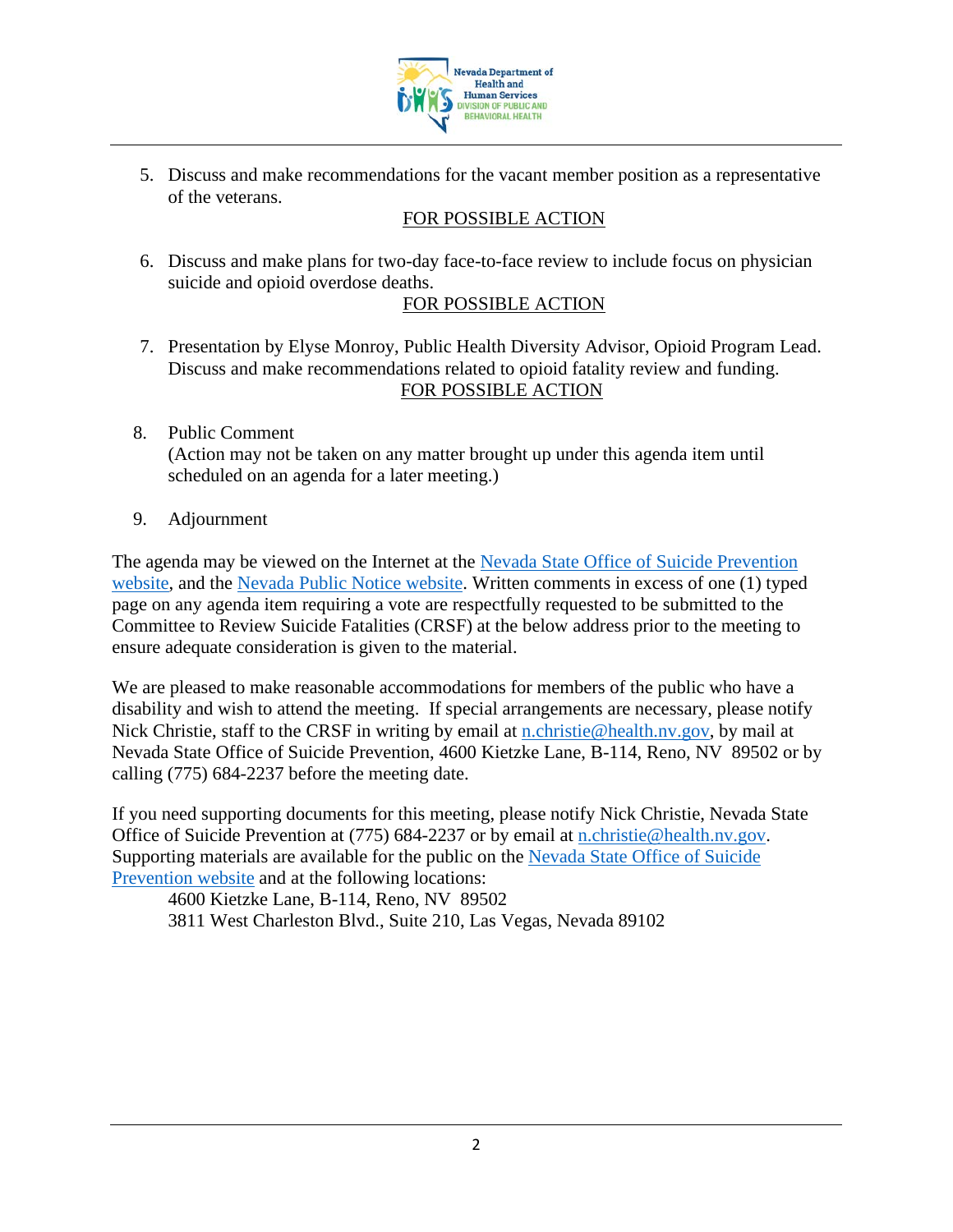5. Discuss and make recommendations for the vacant member position as a representative of the veterans.

   FOR POSSIBLE ACTION

6. Discuss and make plans for two-day face-to-face review to include focus on physician suicide and opioid overdose deaths.

   FOR POSSIBLE ACTION

7. Presentation by Elyse Monroy, Public Health Diversity Advisor, Opioid Program Lead. Discuss and make recommendations related to opioid fatality review and funding.

   FOR POSSIBLE ACTION

8. Public Comment
   (Action may not be taken on any matter brought up under this agenda item until scheduled on an agenda for a later meeting.)

9. Adjournment

The agenda may be viewed on the Internet at the Nevada State Office of Suicide Prevention website, and the Nevada Public Notice website. Written comments in excess of one (1) typed page on any agenda item requiring a vote are respectfully requested to be submitted to the Committee to Review Suicide Fatalities (CRSF) at the below address prior to the meeting to ensure adequate consideration is given to the material.

We are pleased to make reasonable accommodations for members of the public who have a disability and wish to attend the meeting. If special arrangements are necessary, please notify Nick Christie, staff to the CRSF in writing by email at n.christie@health.nv.gov, by mail at Nevada State Office of Suicide Prevention, 4600 Kietzke Lane, B-114, Reno, NV 89502 or by calling (775) 684-2237 before the meeting date.

If you need supporting documents for this meeting, please notify Nick Christie, Nevada State Office of Suicide Prevention at (775) 684-2237 or by email at n.christie@health.nv.gov. Supporting materials are available for the public on the Nevada State Office of Suicide Prevention website and at the following locations:

4600 Kietzke Lane, B-114, Reno, NV 89502
3811 West Charleston Blvd., Suite 210, Las Vegas, Nevada 89102